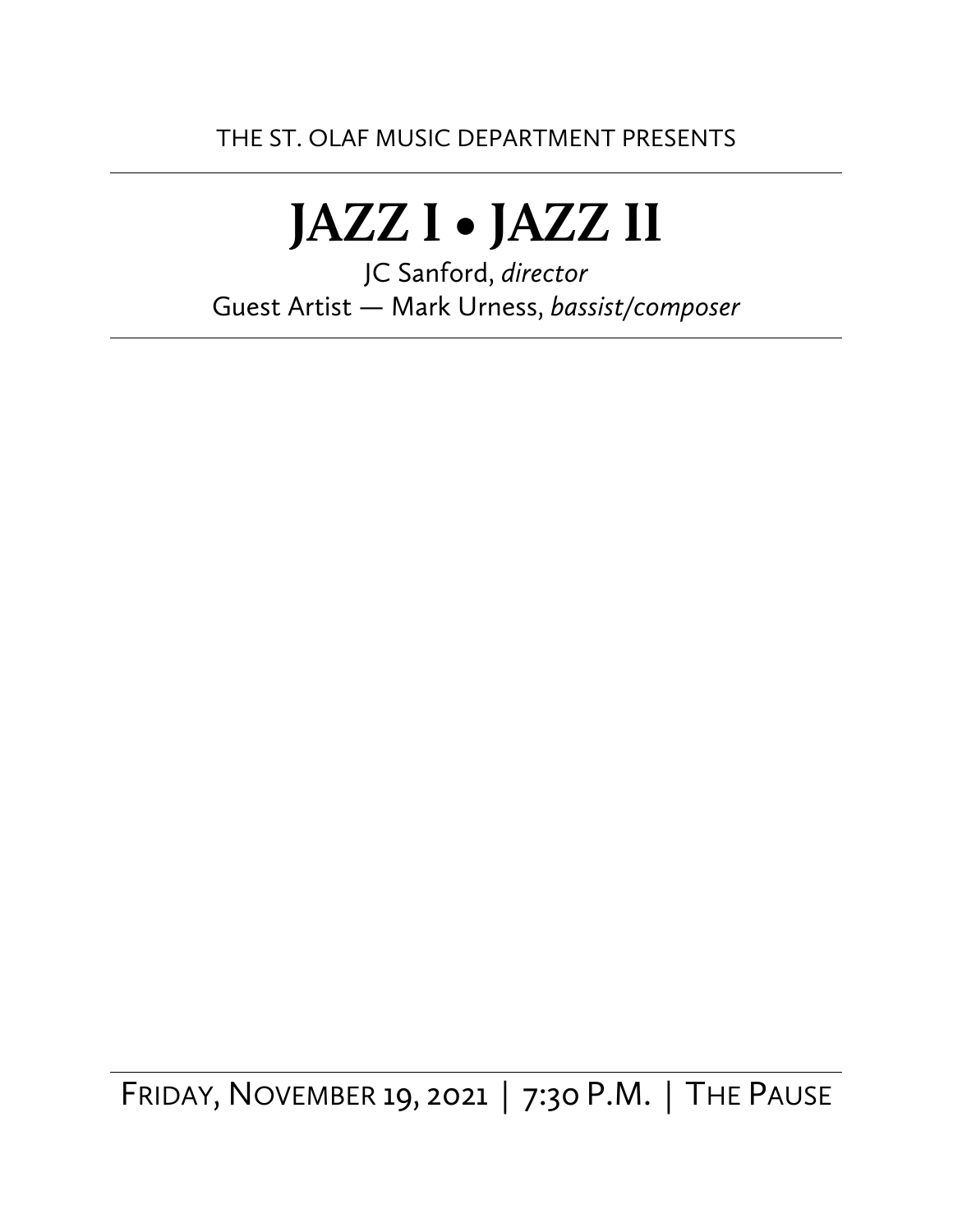THE ST. OLAF MUSIC DEPARTMENT PRESENTS

# JAZZ I • JAZZ II

JC Sanford, *director*

Guest Artist — Mark Urness, *bassist/composer*

FRIDAY, NOVEMBER 19, 2021 | 7:30 P.M. | THE PAUSE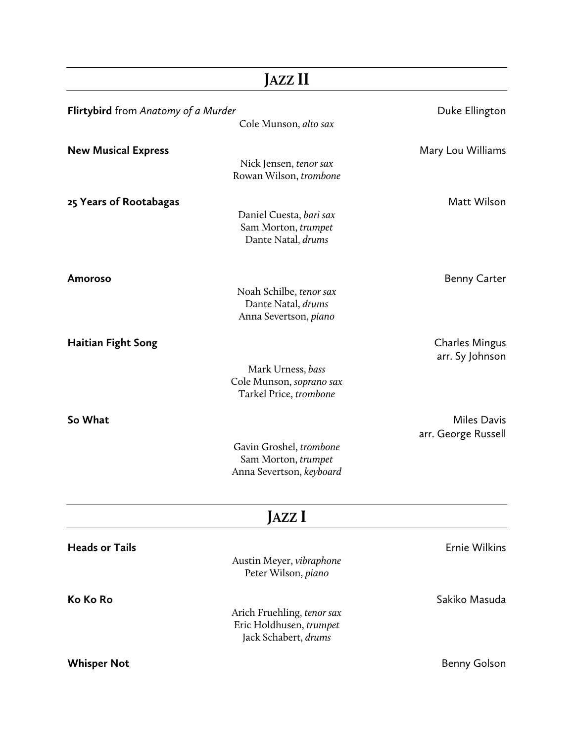## Jazz II

**Flirtybird** from *Anatomy of a Murder* — Duke Ellington

Cole Munson, *alto sax*

**New Musical Express** — Mary Lou Williams

Nick Jensen, *tenor sax*
Rowan Wilson, *trombone*

**25 Years of Rootabagas** — Matt Wilson

Daniel Cuesta, *bari sax*
Sam Morton, *trumpet*
Dante Natal, *drums*

**Amoroso** — Benny Carter

Noah Schilbe, *tenor sax*
Dante Natal, *drums*
Anna Severtson, *piano*

**Haitian Fight Song** — Charles Mingus, arr. Sy Johnson

Mark Urness, *bass*
Cole Munson, *soprano sax*
Tarkel Price, *trombone*

**So What** — Miles Davis, arr. George Russell

Gavin Groshel, *trombone*
Sam Morton, *trumpet*
Anna Severtson, *keyboard*

## Jazz I

**Heads or Tails** — Ernie Wilkins

Austin Meyer, *vibraphone*
Peter Wilson, *piano*

**Ko Ko Ro** — Sakiko Masuda

Arich Fruehling, *tenor sax*
Eric Holdhusen, *trumpet*
Jack Schabert, *drums*

**Whisper Not** — Benny Golson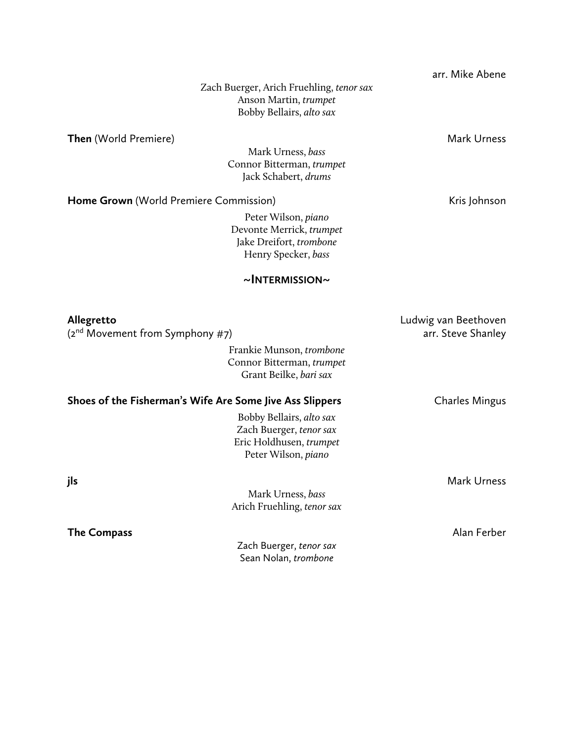arr. Mike Abene

Zach Buerger, Arich Fruehling, *tenor sax*
Anson Martin, *trumpet*
Bobby Bellairs, *alto sax*

**Then** (World Premiere) — Mark Urness

Mark Urness, *bass*
Connor Bitterman, *trumpet*
Jack Schabert, *drums*

**Home Grown** (World Premiere Commission) — Kris Johnson

Peter Wilson, *piano*
Devonte Merrick, *trumpet*
Jake Dreifort, *trombone*
Henry Specker, *bass*

**~INTERMISSION~**

**Allegretto** — Ludwig van Beethoven
(2nd Movement from Symphony #7) — arr. Steve Shanley

Frankie Munson, *trombone*
Connor Bitterman, *trumpet*
Grant Beilke, *bari sax*

**Shoes of the Fisherman's Wife Are Some Jive Ass Slippers** — Charles Mingus

Bobby Bellairs, *alto sax*
Zach Buerger, *tenor sax*
Eric Holdhusen, *trumpet*
Peter Wilson, *piano*

**jls** — Mark Urness

Mark Urness, *bass*
Arich Fruehling, *tenor sax*

**The Compass** — Alan Ferber

Zach Buerger, *tenor sax*
Sean Nolan, *trombone*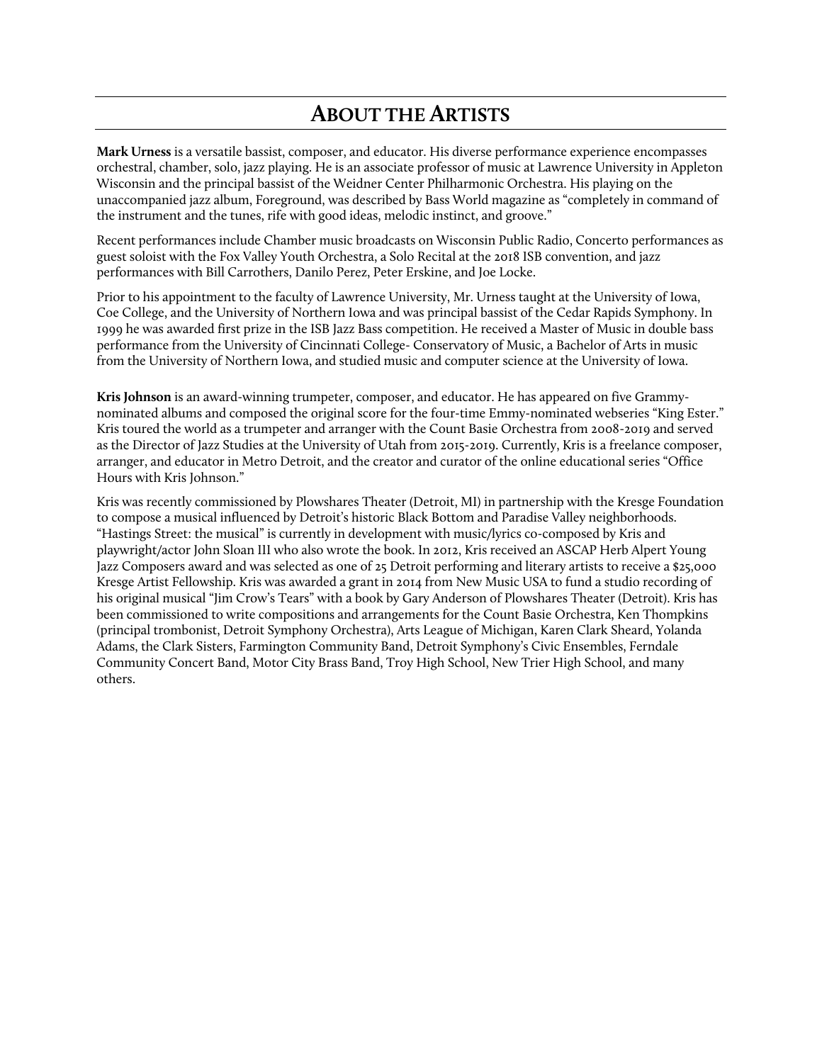# About the Artists

**Mark Urness** is a versatile bassist, composer, and educator. His diverse performance experience encompasses orchestral, chamber, solo, jazz playing. He is an associate professor of music at Lawrence University in Appleton Wisconsin and the principal bassist of the Weidner Center Philharmonic Orchestra. His playing on the unaccompanied jazz album, Foreground, was described by Bass World magazine as "completely in command of the instrument and the tunes, rife with good ideas, melodic instinct, and groove."

Recent performances include Chamber music broadcasts on Wisconsin Public Radio, Concerto performances as guest soloist with the Fox Valley Youth Orchestra, a Solo Recital at the 2018 ISB convention, and jazz performances with Bill Carrothers, Danilo Perez, Peter Erskine, and Joe Locke.

Prior to his appointment to the faculty of Lawrence University, Mr. Urness taught at the University of Iowa, Coe College, and the University of Northern Iowa and was principal bassist of the Cedar Rapids Symphony. In 1999 he was awarded first prize in the ISB Jazz Bass competition. He received a Master of Music in double bass performance from the University of Cincinnati College- Conservatory of Music, a Bachelor of Arts in music from the University of Northern Iowa, and studied music and computer science at the University of Iowa.

**Kris Johnson** is an award-winning trumpeter, composer, and educator. He has appeared on five Grammy-nominated albums and composed the original score for the four-time Emmy-nominated webseries "King Ester." Kris toured the world as a trumpeter and arranger with the Count Basie Orchestra from 2008-2019 and served as the Director of Jazz Studies at the University of Utah from 2015-2019. Currently, Kris is a freelance composer, arranger, and educator in Metro Detroit, and the creator and curator of the online educational series "Office Hours with Kris Johnson."

Kris was recently commissioned by Plowshares Theater (Detroit, MI) in partnership with the Kresge Foundation to compose a musical influenced by Detroit's historic Black Bottom and Paradise Valley neighborhoods. "Hastings Street: the musical" is currently in development with music/lyrics co-composed by Kris and playwright/actor John Sloan III who also wrote the book. In 2012, Kris received an ASCAP Herb Alpert Young Jazz Composers award and was selected as one of 25 Detroit performing and literary artists to receive a $25,000 Kresge Artist Fellowship. Kris was awarded a grant in 2014 from New Music USA to fund a studio recording of his original musical "Jim Crow's Tears" with a book by Gary Anderson of Plowshares Theater (Detroit). Kris has been commissioned to write compositions and arrangements for the Count Basie Orchestra, Ken Thompkins (principal trombonist, Detroit Symphony Orchestra), Arts League of Michigan, Karen Clark Sheard, Yolanda Adams, the Clark Sisters, Farmington Community Band, Detroit Symphony's Civic Ensembles, Ferndale Community Concert Band, Motor City Brass Band, Troy High School, New Trier High School, and many others.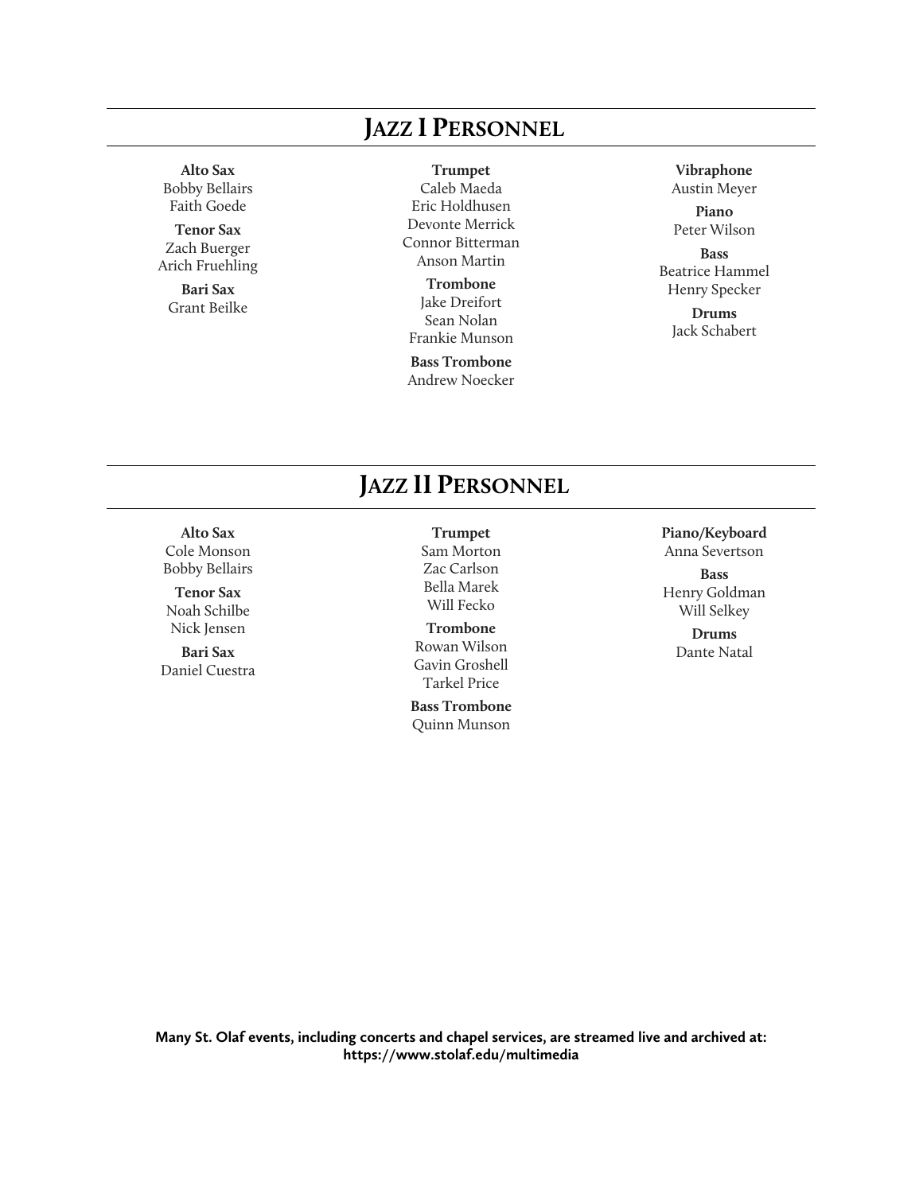## Jazz I Personnel

**Alto Sax**
Bobby Bellairs
Faith Goede

**Tenor Sax**
Zach Buerger
Arich Fruehling

**Bari Sax**
Grant Beilke

**Trumpet**
Caleb Maeda
Eric Holdhusen
Devonte Merrick
Connor Bitterman
Anson Martin

**Trombone**
Jake Dreifort
Sean Nolan
Frankie Munson

**Bass Trombone**
Andrew Noecker

**Vibraphone**
Austin Meyer

**Piano**
Peter Wilson

**Bass**
Beatrice Hammel
Henry Specker

**Drums**
Jack Schabert

## Jazz II Personnel

**Alto Sax**
Cole Monson
Bobby Bellairs

**Tenor Sax**
Noah Schilbe
Nick Jensen

**Bari Sax**
Daniel Cuestra

**Trumpet**
Sam Morton
Zac Carlson
Bella Marek
Will Fecko

**Trombone**
Rowan Wilson
Gavin Groshell
Tarkel Price

**Bass Trombone**
Quinn Munson

**Piano/Keyboard**
Anna Severtson

**Bass**
Henry Goldman
Will Selkey

**Drums**
Dante Natal

**Many St. Olaf events, including concerts and chapel services, are streamed live and archived at: https://www.stolaf.edu/multimedia**